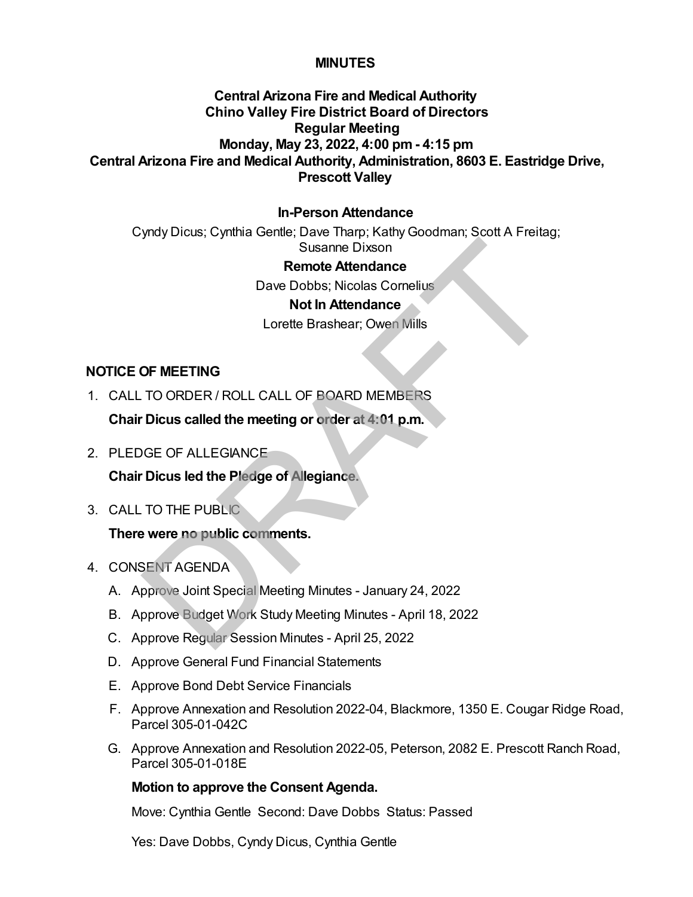# MINUTES

## Central Arizona Fire and Medical Authority
## Chino Valley Fire District Board of Directors
## Regular Meeting
## Monday, May 23, 2022, 4:00 pm - 4:15 pm
## Central Arizona Fire and Medical Authority, Administration, 8603 E. Eastridge Drive, Prescott Valley

**In-Person Attendance**

Cyndy Dicus; Cynthia Gentle; Dave Tharp; Kathy Goodman; Scott A Freitag; Susanne Dixson

**Remote Attendance**

Dave Dobbs; Nicolas Cornelius

**Not In Attendance**

Lorette Brashear; Owen Mills

**NOTICE OF MEETING**

1. CALL TO ORDER / ROLL CALL OF BOARD MEMBERS

   **Chair Dicus called the meeting or order at 4:01 p.m.**

2. PLEDGE OF ALLEGIANCE

   **Chair Dicus led the Pledge of Allegiance.**

3. CALL TO THE PUBLIC

   **There were no public comments.**

4. CONSENT AGENDA

   A. Approve Joint Special Meeting Minutes - January 24, 2022

   B. Approve Budget Work Study Meeting Minutes - April 18, 2022

   C. Approve Regular Session Minutes - April 25, 2022

   D. Approve General Fund Financial Statements

   E. Approve Bond Debt Service Financials

   F. Approve Annexation and Resolution 2022-04, Blackmore, 1350 E. Cougar Ridge Road, Parcel 305-01-042C

   G. Approve Annexation and Resolution 2022-05, Peterson, 2082 E. Prescott Ranch Road, Parcel 305-01-018E

   **Motion to approve the Consent Agenda.**

   Move: Cynthia Gentle Second: Dave Dobbs Status: Passed

   Yes: Dave Dobbs, Cyndy Dicus, Cynthia Gentle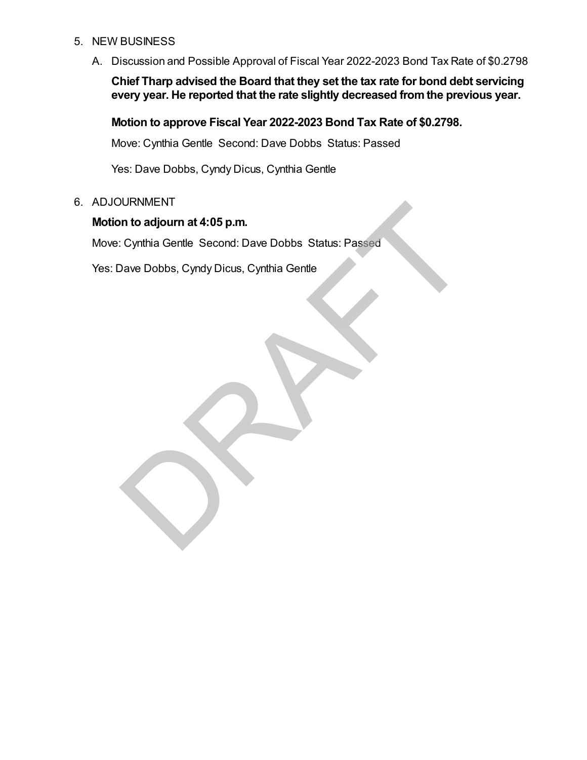5. NEW BUSINESS

   A. Discussion and Possible Approval of Fiscal Year 2022-2023 Bond Tax Rate of $0.2798

      **Chief Tharp advised the Board that they set the tax rate for bond debt servicing every year. He reported that the rate slightly decreased from the previous year.**

      **Motion to approve Fiscal Year 2022-2023 Bond Tax Rate of $0.2798.**

      Move: Cynthia Gentle Second: Dave Dobbs Status: Passed

      Yes: Dave Dobbs, Cyndy Dicus, Cynthia Gentle

6. ADJOURNMENT

   **Motion to adjourn at 4:05 p.m.**

   Move: Cynthia Gentle Second: Dave Dobbs Status: Passed

   Yes: Dave Dobbs, Cyndy Dicus, Cynthia Gentle

DRAFT